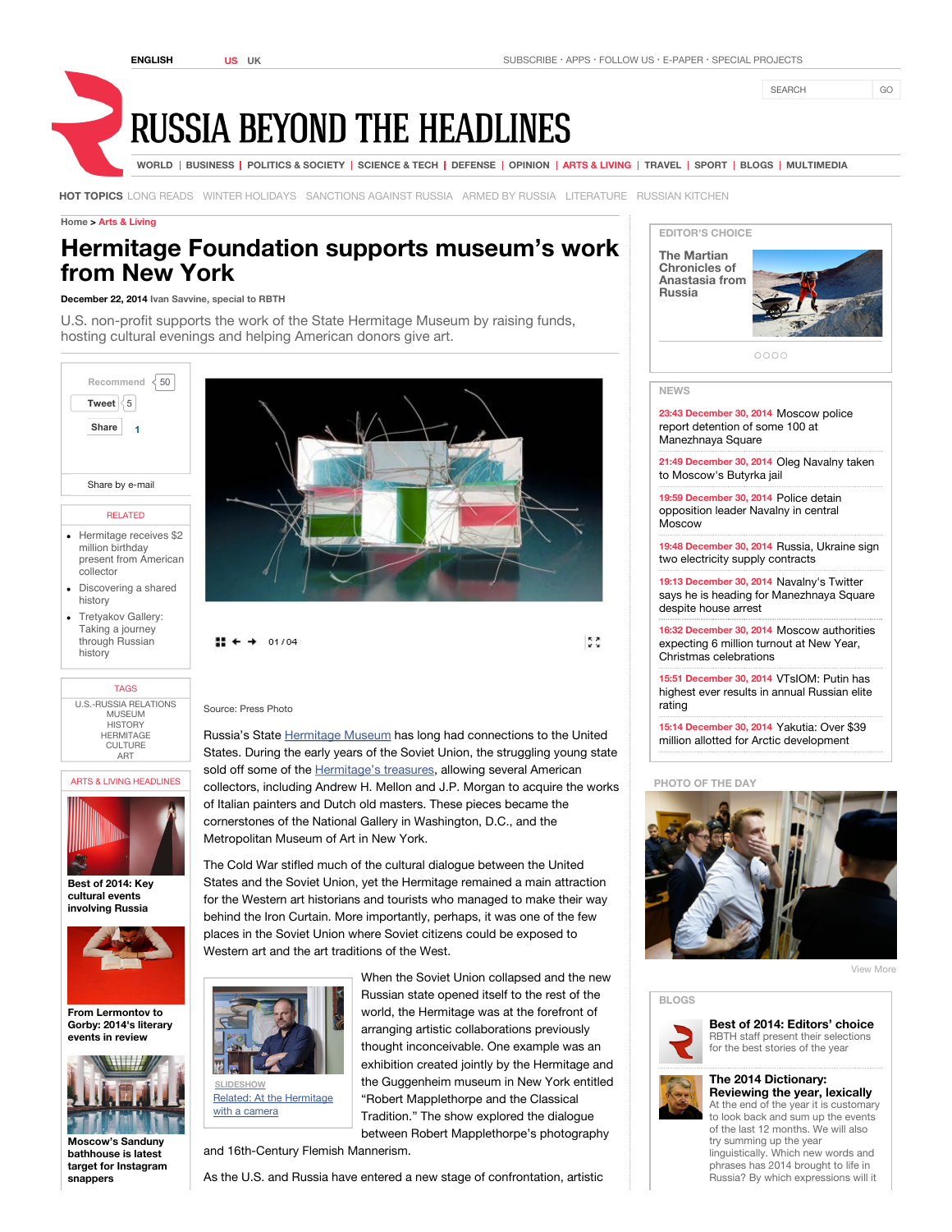ENGLISH US UK

SUBSCRIBE · APPS · FOLLOW US · E-PAPER · SPECIAL PROJECTS

SEARCH GO

# RUSSIA BEYOND THE HEADLINES

WORLD | BUSINESS | POLITICS & SOCIETY | SCIENCE & TECH | DEFENSE | OPINION | ARTS & LIVING | TRAVEL | SPORT | BLOGS | MULTIMEDIA

**HOT TOPICS** LONG READS WINTER HOLIDAYS SANCTIONS AGAINST RUSSIA ARMED BY RUSSIA LITERATURE RUSSIAN KITCHEN

Home > Arts & Living

# Hermitage Foundation supports museum's work from New York

**December 22, 2014** Ivan Savvine, special to RBTH

U.S. non-profit supports the work of the State Hermitage Museum by raising funds, hosting cultural evenings and helping American donors give art.

Recommend 50
Tweet 5
Share 1

Share by e-mail

RELATED

- Hermitage receives $2 million birthday present from American collector
- Discovering a shared history
- Tretyakov Gallery: Taking a journey through Russian history

TAGS

U.S.-RUSSIA RELATIONS
MUSEUM
HISTORY
HERMITAGE
CULTURE
ART

ARTS & LIVING HEADLINES

**Best of 2014: Key cultural events involving Russia**

**From Lermontov to Gorby: 2014's literary events in review**

**Moscow's Sanduny bathhouse is latest target for Instagram snappers**

01 / 04

Source: Press Photo

Russia's State Hermitage Museum has long had connections to the United States. During the early years of the Soviet Union, the struggling young state sold off some of the Hermitage's treasures, allowing several American collectors, including Andrew H. Mellon and J.P. Morgan to acquire the works of Italian painters and Dutch old masters. These pieces became the cornerstones of the National Gallery in Washington, D.C., and the Metropolitan Museum of Art in New York.

The Cold War stifled much of the cultural dialogue between the United States and the Soviet Union, yet the Hermitage remained a main attraction for the Western art historians and tourists who managed to make their way behind the Iron Curtain. More importantly, perhaps, it was one of the few places in the Soviet Union where Soviet citizens could be exposed to Western art and the art traditions of the West.

SLIDESHOW
Related: At the Hermitage with a camera

When the Soviet Union collapsed and the new Russian state opened itself to the rest of the world, the Hermitage was at the forefront of arranging artistic collaborations previously thought inconceivable. One example was an exhibition created jointly by the Hermitage and the Guggenheim museum in New York entitled "Robert Mapplethorpe and the Classical Tradition." The show explored the dialogue between Robert Mapplethorpe's photography and 16th-Century Flemish Mannerism.

As the U.S. and Russia have entered a new stage of confrontation, artistic

EDITOR'S CHOICE

**The Martian Chronicles of Anastasia from Russia**

NEWS

23:43 December 30, 2014 Moscow police report detention of some 100 at Manezhnaya Square

21:49 December 30, 2014 Oleg Navalny taken to Moscow's Butyrka jail

19:59 December 30, 2014 Police detain opposition leader Navalny in central Moscow

19:48 December 30, 2014 Russia, Ukraine sign two electricity supply contracts

19:13 December 30, 2014 Navalny's Twitter says he is heading for Manezhnaya Square despite house arrest

16:32 December 30, 2014 Moscow authorities expecting 6 million turnout at New Year, Christmas celebrations

15:51 December 30, 2014 VTsIOM: Putin has highest ever results in annual Russian elite rating

15:14 December 30, 2014 Yakutia: Over $39 million allotted for Arctic development

PHOTO OF THE DAY

View More

BLOGS

**Best of 2014: Editors' choice**
RBTH staff present their selections for the best stories of the year

**The 2014 Dictionary: Reviewing the year, lexically**
At the end of the year it is customary to look back and sum up the events of the last 12 months. We will also try summing up the year linguistically. Which new words and phrases has 2014 brought to life in Russia? By which expressions will it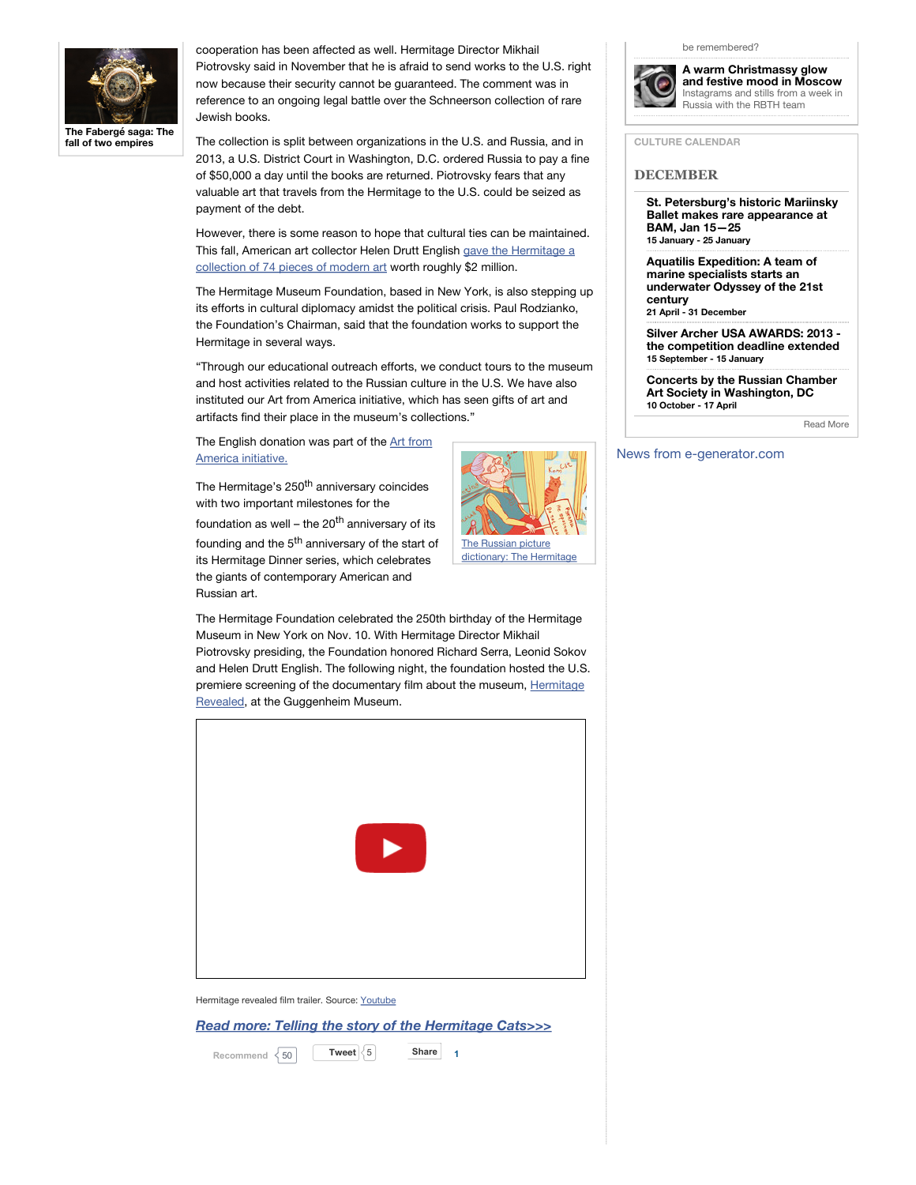The Fabergé saga: The fall of two empires

cooperation has been affected as well. Hermitage Director Mikhail Piotrovsky said in November that he is afraid to send works to the U.S. right now because their security cannot be guaranteed. The comment was in reference to an ongoing legal battle over the Schneerson collection of rare Jewish books.

The collection is split between organizations in the U.S. and Russia, and in 2013, a U.S. District Court in Washington, D.C. ordered Russia to pay a fine of $50,000 a day until the books are returned. Piotrovsky fears that any valuable art that travels from the Hermitage to the U.S. could be seized as payment of the debt.

However, there is some reason to hope that cultural ties can be maintained. This fall, American art collector Helen Drutt English gave the Hermitage a collection of 74 pieces of modern art worth roughly $2 million.

The Hermitage Museum Foundation, based in New York, is also stepping up its efforts in cultural diplomacy amidst the political crisis. Paul Rodzianko, the Foundation's Chairman, said that the foundation works to support the Hermitage in several ways.

"Through our educational outreach efforts, we conduct tours to the museum and host activities related to the Russian culture in the U.S. We have also instituted our Art from America initiative, which has seen gifts of art and artifacts find their place in the museum's collections."

The English donation was part of the Art from America initiative.

The Russian picture dictionary: The Hermitage

The Hermitage's 250th anniversary coincides with two important milestones for the foundation as well – the 20th anniversary of its founding and the 5th anniversary of the start of its Hermitage Dinner series, which celebrates the giants of contemporary American and Russian art.

The Hermitage Foundation celebrated the 250th birthday of the Hermitage Museum in New York on Nov. 10. With Hermitage Director Mikhail Piotrovsky presiding, the Foundation honored Richard Serra, Leonid Sokov and Helen Drutt English. The following night, the foundation hosted the U.S. premiere screening of the documentary film about the museum, Hermitage Revealed, at the Guggenheim Museum.

Hermitage revealed film trailer. Source: Youtube

***Read more: Telling the story of the Hermitage Cats>>>***

Recommend 50 Tweet 5 Share 1

be remembered?

**A warm Christmassy glow and festive mood in Moscow**
Instagrams and stills from a week in Russia with the RBTH team

CULTURE CALENDAR

## DECEMBER

**St. Petersburg's historic Mariinsky Ballet makes rare appearance at BAM, Jan 15—25**
15 January - 25 January

**Aquatilis Expedition: A team of marine specialists starts an underwater Odyssey of the 21st century**
21 April - 31 December

**Silver Archer USA AWARDS: 2013 - the competition deadline extended**
15 September - 15 January

**Concerts by the Russian Chamber Art Society in Washington, DC**
10 October - 17 April

Read More

News from e-generator.com